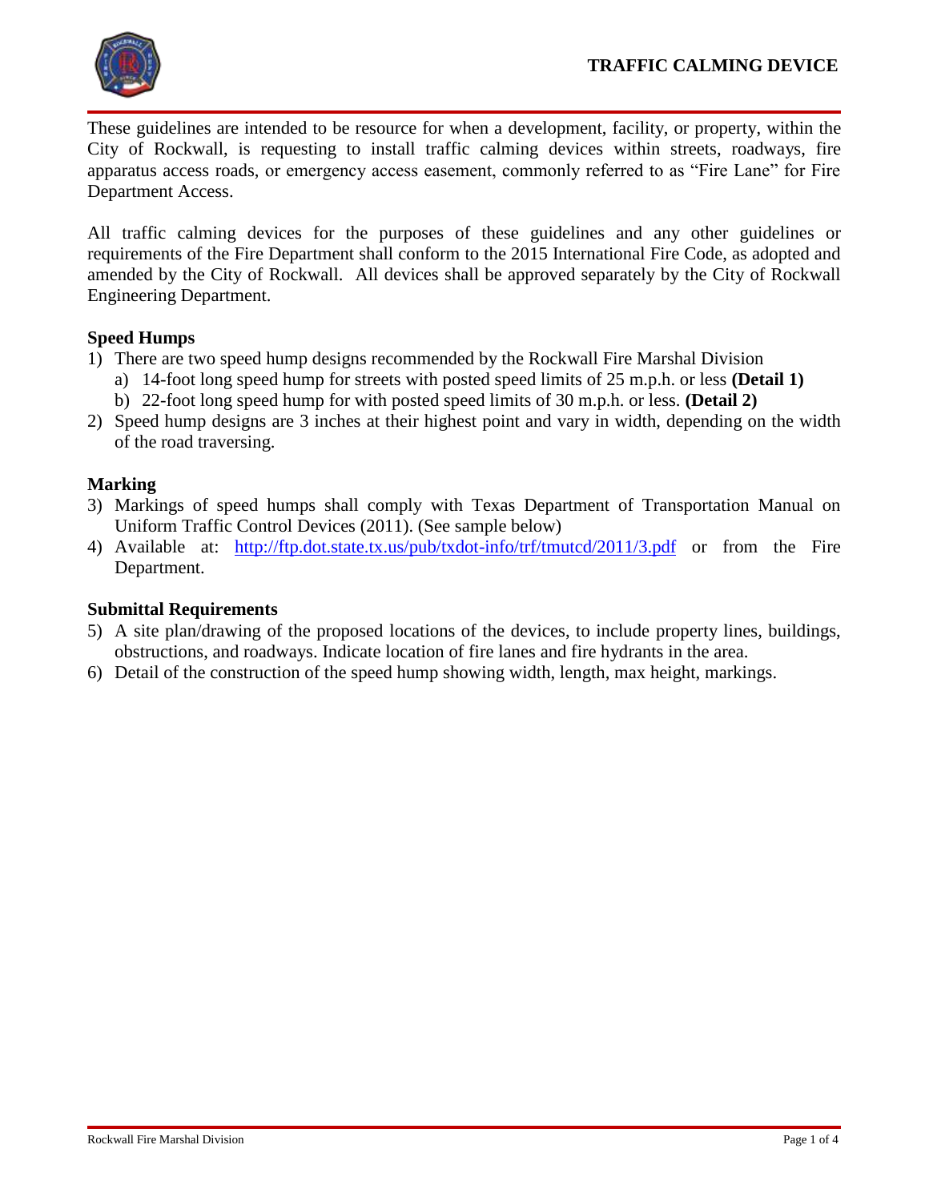# TRAFFIC CALMING DEVICE

These guidelines are intended to be resource for when a development, facility, or property, within the City of Rockwall, is requesting to install traffic calming devices within streets, roadways, fire apparatus access roads, or emergency access easement, commonly referred to as "Fire Lane" for Fire Department Access.

All traffic calming devices for the purposes of these guidelines and any other guidelines or requirements of the Fire Department shall conform to the 2015 International Fire Code, as adopted and amended by the City of Rockwall. All devices shall be approved separately by the City of Rockwall Engineering Department.

### Speed Humps

1) There are two speed hump designs recommended by the Rockwall Fire Marshal Division
   a) 14-foot long speed hump for streets with posted speed limits of 25 m.p.h. or less **(Detail 1)**
   b) 22-foot long speed hump for with posted speed limits of 30 m.p.h. or less. **(Detail 2)**
2) Speed hump designs are 3 inches at their highest point and vary in width, depending on the width of the road traversing.

### Marking

3) Markings of speed humps shall comply with Texas Department of Transportation Manual on Uniform Traffic Control Devices (2011). (See sample below)
4) Available at: [http://ftp.dot.state.tx.us/pub/txdot-info/trf/tmutcd/2011/3.pdf](http://ftp.dot.state.tx.us/pub/txdot-info/trf/tmutcd/2011/3.pdf) or from the Fire Department.

### Submittal Requirements

5) A site plan/drawing of the proposed locations of the devices, to include property lines, buildings, obstructions, and roadways. Indicate location of fire lanes and fire hydrants in the area.
6) Detail of the construction of the speed hump showing width, length, max height, markings.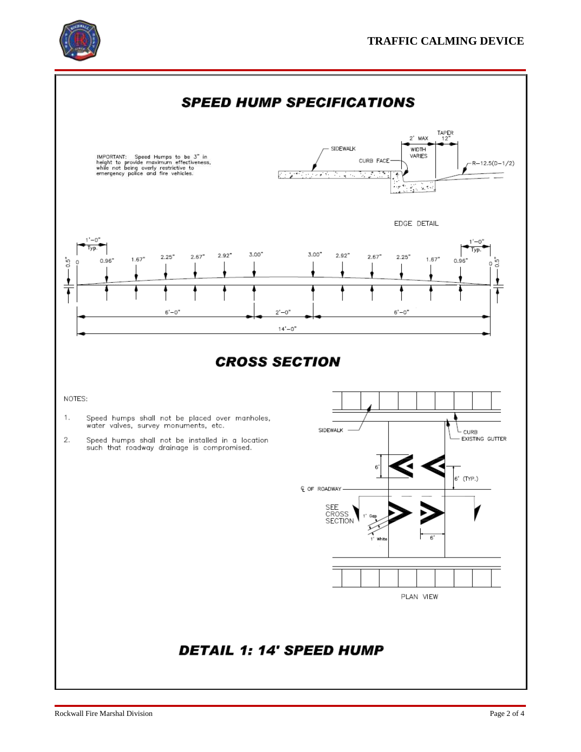# SPEED HUMP SPECIFICATIONS

IMPORTANT: Speed Humps to be 3" in height to provide maximum effectiveness, while not being overly restrictive to emergency police and fire vehicles.

SIDEWALK

CURB FACE

2' MAX

WIDTH VARIES

TAPER 12"

R–12.5(D–1/2)

EDGE DETAIL

1'–0" Typ.

0.5" 0 0.96" 1.67" 2.25" 2.67" 2.92" 3.00" 3.00" 2.92" 2.67" 2.25" 1.67" 0.96" 0 0.5"

6'–0" 2'–0" 6'–0"

14'–0"

## CROSS SECTION

NOTES:

1. Speed humps shall not be placed over manholes, water valves, survey monuments, etc.
2. Speed humps shall not be installed in a location such that roadway drainage is compromised.

SIDEWALK

CURB

EXISTING GUTTER

6'

6' (TYP.)

℄ OF ROADWAY

SEE CROSS SECTION

1' Gap

1' White

6'

PLAN VIEW

## DETAIL 1: 14' SPEED HUMP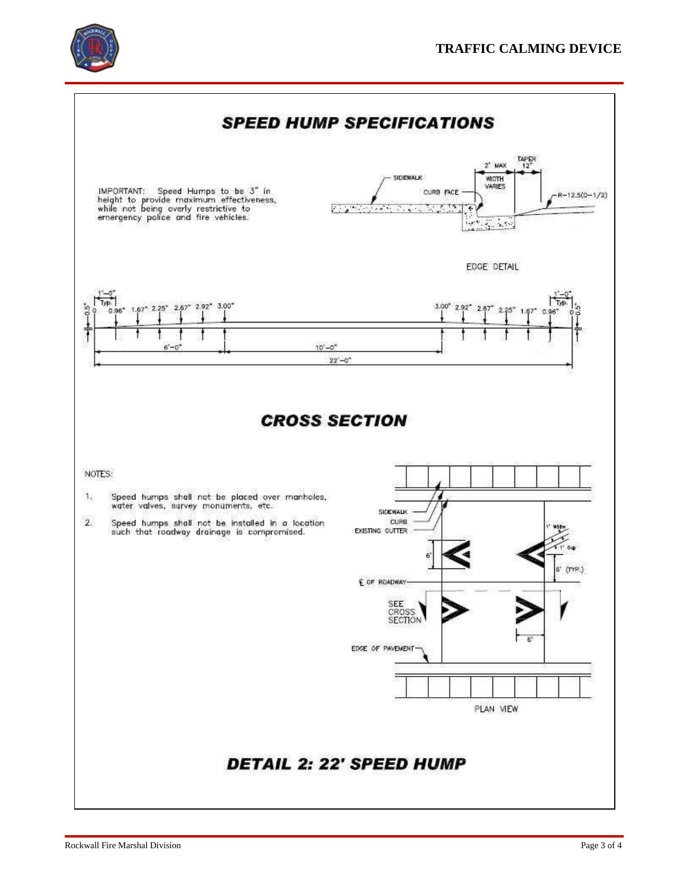# SPEED HUMP SPECIFICATIONS

IMPORTANT: Speed Humps to be 3" in height to provide maximum effectiveness, while not being overly restrictive to emergency police and fire vehicles.

SIDEWALK

CURB FACE

2' MAX

WIDTH VARIES

TAPER 12"

R–12.5(0–1/2)

EDGE DETAIL

1'–0" Typ.

0.5"

0 0.96" 1.67" 2.25" 2.67" 2.92" 3.00"

3.00" 2.92" 2.67" 2.25" 1.67" 0.96" 0

6'–0"

10'–0"

22'–0"

## CROSS SECTION

NOTES:

1. Speed humps shall not be placed over manholes, water valves, survey monuments, etc.
2. Speed humps shall not be installed in a location such that roadway drainage is compromised.

SIDEWALK

CURB

EXISTING GUTTER

6'

1' White

1' Gap

6' (TYP.)

℄ OF ROADWAY

SEE CROSS SECTION

6'

EDGE OF PAVEMENT

PLAN VIEW

## DETAIL 2: 22' SPEED HUMP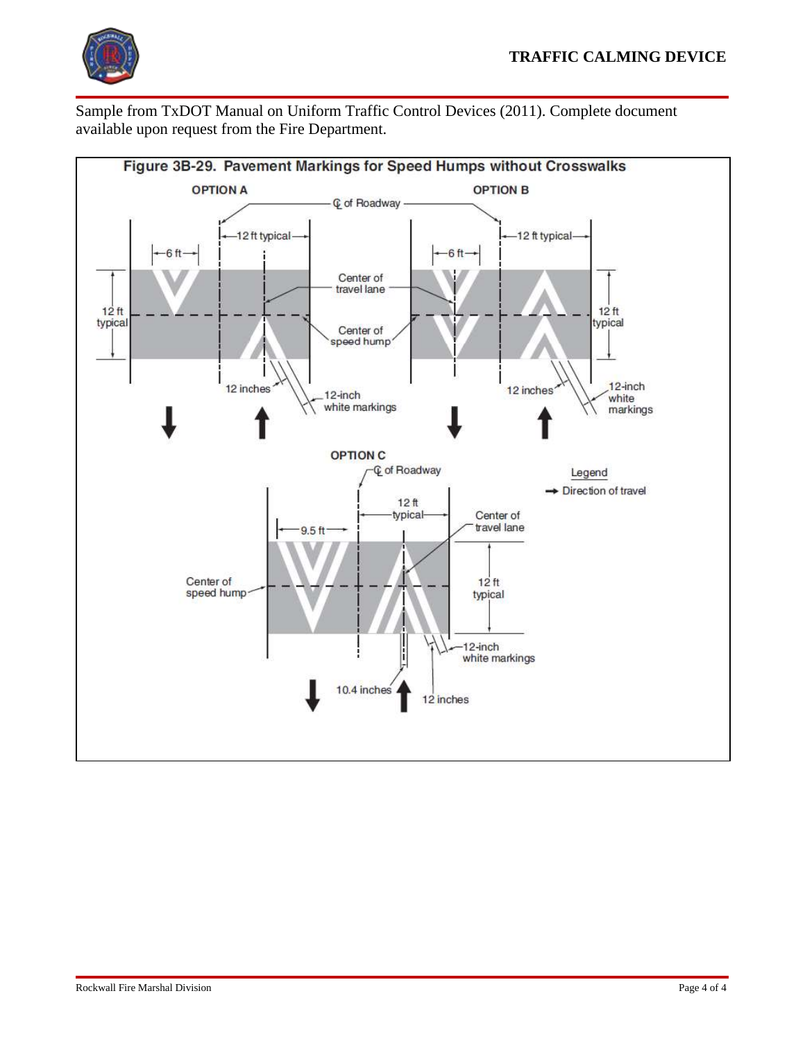Sample from TxDOT Manual on Uniform Traffic Control Devices (2011). Complete document available upon request from the Fire Department.

**Figure 3B-29. Pavement Markings for Speed Humps without Crosswalks**

OPTION A

OPTION B

℄ of Roadway

12 ft typical

6 ft

Center of travel lane

12 ft typical

Center of speed hump

12 inches

12-inch white markings

OPTION C

℄ of Roadway

12 ft typical

9.5 ft

Center of travel lane

Center of speed hump

12 ft typical

12-inch white markings

10.4 inches

12 inches

Legend

→ Direction of travel